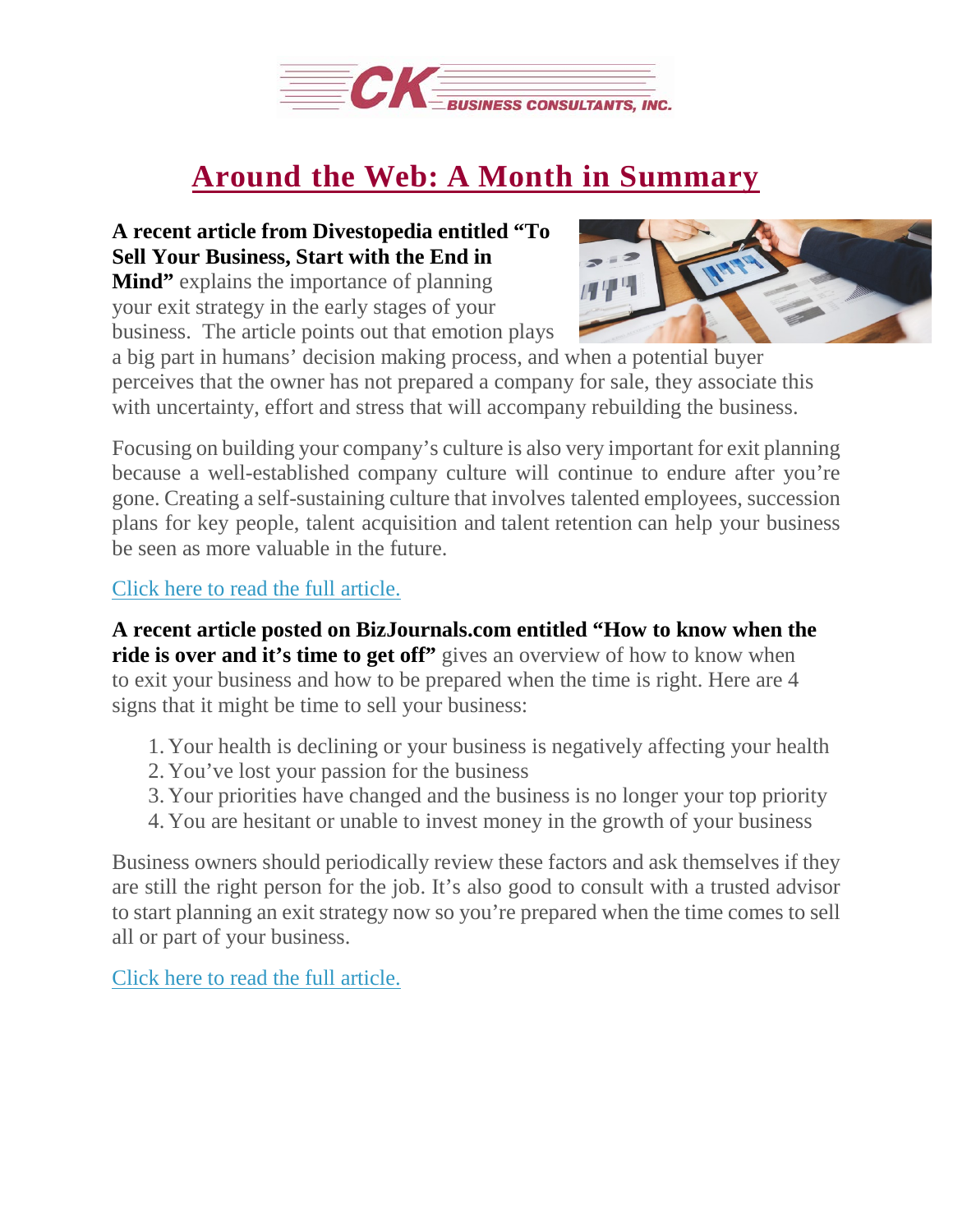CK BUSINESS CONSULTANTS, INC.

# Around the Web: A Month in Summary

**A recent article from Divestopedia entitled "To Sell Your Business, Start with the End in Mind"** explains the importance of planning your exit strategy in the early stages of your business. The article points out that emotion plays a big part in humans' decision making process, and when a potential buyer perceives that the owner has not prepared a company for sale, they associate this with uncertainty, effort and stress that will accompany rebuilding the business.

Focusing on building your company's culture is also very important for exit planning because a well-established company culture will continue to endure after you're gone. Creating a self-sustaining culture that involves talented employees, succession plans for key people, talent acquisition and talent retention can help your business be seen as more valuable in the future.

Click here to read the full article.

**A recent article posted on BizJournals.com entitled "How to know when the ride is over and it's time to get off"** gives an overview of how to know when to exit your business and how to be prepared when the time is right. Here are 4 signs that it might be time to sell your business:

1. Your health is declining or your business is negatively affecting your health
2. You've lost your passion for the business
3. Your priorities have changed and the business is no longer your top priority
4. You are hesitant or unable to invest money in the growth of your business

Business owners should periodically review these factors and ask themselves if they are still the right person for the job. It's also good to consult with a trusted advisor to start planning an exit strategy now so you're prepared when the time comes to sell all or part of your business.

Click here to read the full article.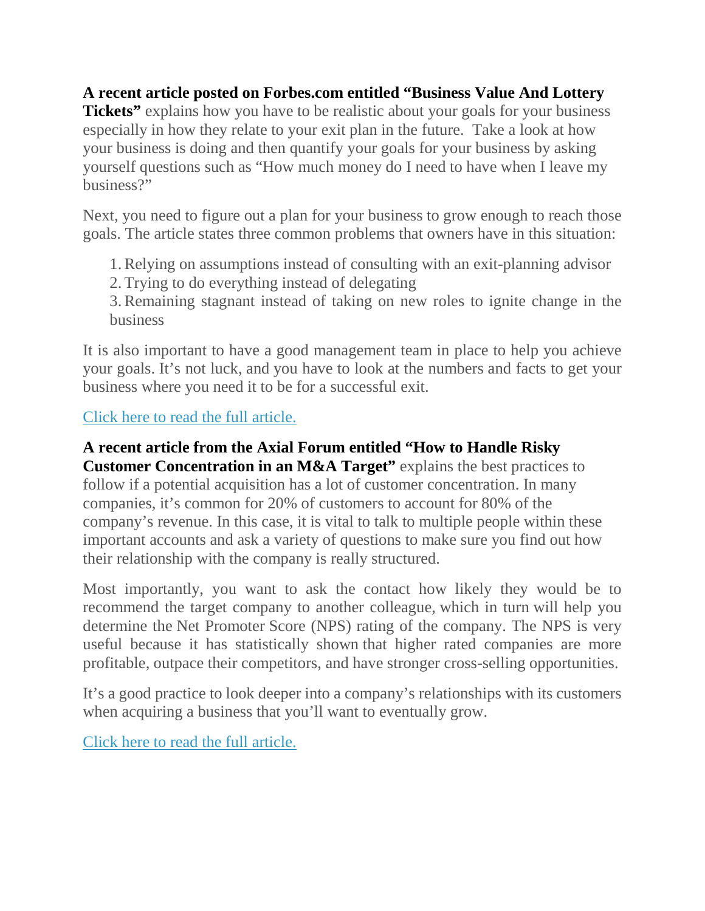**A recent article posted on Forbes.com entitled "Business Value And Lottery Tickets"** explains how you have to be realistic about your goals for your business especially in how they relate to your exit plan in the future. Take a look at how your business is doing and then quantify your goals for your business by asking yourself questions such as "How much money do I need to have when I leave my business?"

Next, you need to figure out a plan for your business to grow enough to reach those goals. The article states three common problems that owners have in this situation:

1. Relying on assumptions instead of consulting with an exit-planning advisor
2. Trying to do everything instead of delegating
3. Remaining stagnant instead of taking on new roles to ignite change in the business

It is also important to have a good management team in place to help you achieve your goals. It's not luck, and you have to look at the numbers and facts to get your business where you need it to be for a successful exit.

Click here to read the full article.

**A recent article from the Axial Forum entitled "How to Handle Risky Customer Concentration in an M&A Target"** explains the best practices to follow if a potential acquisition has a lot of customer concentration. In many companies, it's common for 20% of customers to account for 80% of the company's revenue. In this case, it is vital to talk to multiple people within these important accounts and ask a variety of questions to make sure you find out how their relationship with the company is really structured.

Most importantly, you want to ask the contact how likely they would be to recommend the target company to another colleague, which in turn will help you determine the Net Promoter Score (NPS) rating of the company. The NPS is very useful because it has statistically shown that higher rated companies are more profitable, outpace their competitors, and have stronger cross-selling opportunities.

It's a good practice to look deeper into a company's relationships with its customers when acquiring a business that you'll want to eventually grow.

Click here to read the full article.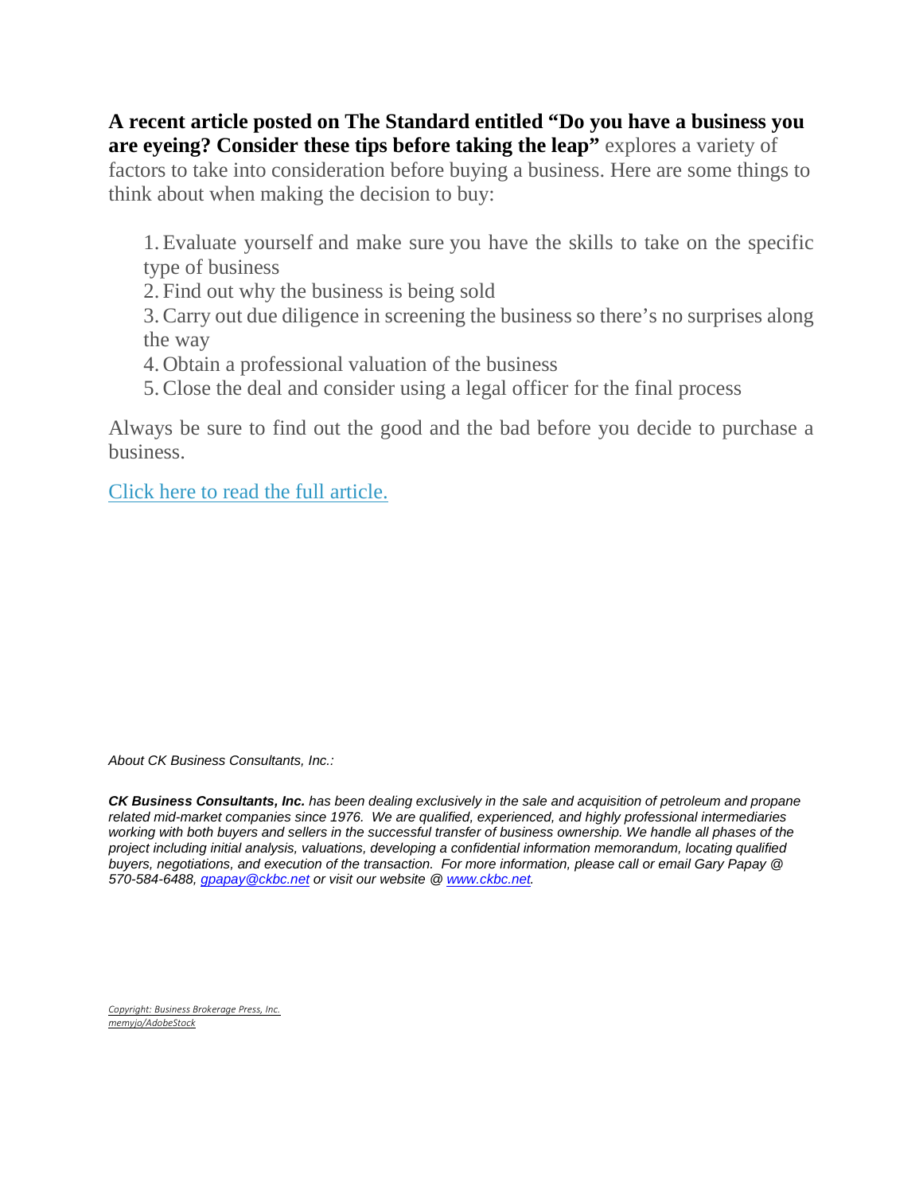**A recent article posted on The Standard entitled "Do you have a business you are eyeing? Consider these tips before taking the leap"** explores a variety of factors to take into consideration before buying a business. Here are some things to think about when making the decision to buy:

1. Evaluate yourself and make sure you have the skills to take on the specific type of business
2. Find out why the business is being sold
3. Carry out due diligence in screening the business so there's no surprises along the way
4. Obtain a professional valuation of the business
5. Close the deal and consider using a legal officer for the final process

Always be sure to find out the good and the bad before you decide to purchase a business.

[Click here to read the full article.]

*About CK Business Consultants, Inc.:*

***CK Business Consultants, Inc.*** *has been dealing exclusively in the sale and acquisition of petroleum and propane related mid-market companies since 1976. We are qualified, experienced, and highly professional intermediaries working with both buyers and sellers in the successful transfer of business ownership. We handle all phases of the project including initial analysis, valuations, developing a confidential information memorandum, locating qualified buyers, negotiations, and execution of the transaction. For more information, please call or email Gary Papay @ 570-584-6488, gpapay@ckbc.net or visit our website @ www.ckbc.net.*

*Copyright: Business Brokerage Press, Inc.*
*memyjo/AdobeStock*